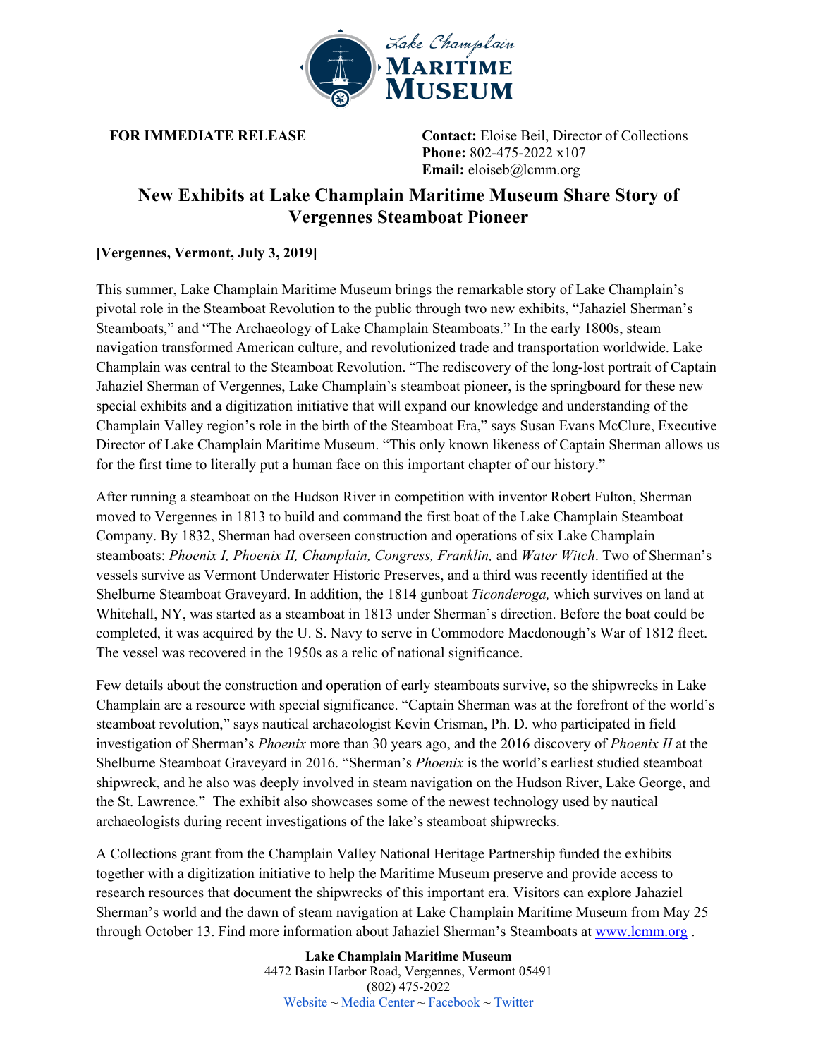Lake Champlain MARITIME MUSEUM

**FOR IMMEDIATE RELEASE**

**Contact:** Eloise Beil, Director of Collections
**Phone:** 802-475-2022 x107
**Email:** eloiseb@lcmm.org

# New Exhibits at Lake Champlain Maritime Museum Share Story of Vergennes Steamboat Pioneer

**[Vergennes, Vermont, July 3, 2019]**

This summer, Lake Champlain Maritime Museum brings the remarkable story of Lake Champlain's pivotal role in the Steamboat Revolution to the public through two new exhibits, "Jahaziel Sherman's Steamboats," and "The Archaeology of Lake Champlain Steamboats." In the early 1800s, steam navigation transformed American culture, and revolutionized trade and transportation worldwide. Lake Champlain was central to the Steamboat Revolution. "The rediscovery of the long-lost portrait of Captain Jahaziel Sherman of Vergennes, Lake Champlain's steamboat pioneer, is the springboard for these new special exhibits and a digitization initiative that will expand our knowledge and understanding of the Champlain Valley region's role in the birth of the Steamboat Era," says Susan Evans McClure, Executive Director of Lake Champlain Maritime Museum. "This only known likeness of Captain Sherman allows us for the first time to literally put a human face on this important chapter of our history."

After running a steamboat on the Hudson River in competition with inventor Robert Fulton, Sherman moved to Vergennes in 1813 to build and command the first boat of the Lake Champlain Steamboat Company. By 1832, Sherman had overseen construction and operations of six Lake Champlain steamboats: *Phoenix I, Phoenix II, Champlain, Congress, Franklin,* and *Water Witch*. Two of Sherman's vessels survive as Vermont Underwater Historic Preserves, and a third was recently identified at the Shelburne Steamboat Graveyard. In addition, the 1814 gunboat *Ticonderoga,* which survives on land at Whitehall, NY, was started as a steamboat in 1813 under Sherman's direction. Before the boat could be completed, it was acquired by the U. S. Navy to serve in Commodore Macdonough's War of 1812 fleet. The vessel was recovered in the 1950s as a relic of national significance.

Few details about the construction and operation of early steamboats survive, so the shipwrecks in Lake Champlain are a resource with special significance. "Captain Sherman was at the forefront of the world's steamboat revolution," says nautical archaeologist Kevin Crisman, Ph. D. who participated in field investigation of Sherman's *Phoenix* more than 30 years ago, and the 2016 discovery of *Phoenix II* at the Shelburne Steamboat Graveyard in 2016. "Sherman's *Phoenix* is the world's earliest studied steamboat shipwreck, and he also was deeply involved in steam navigation on the Hudson River, Lake George, and the St. Lawrence." The exhibit also showcases some of the newest technology used by nautical archaeologists during recent investigations of the lake's steamboat shipwrecks.

A Collections grant from the Champlain Valley National Heritage Partnership funded the exhibits together with a digitization initiative to help the Maritime Museum preserve and provide access to research resources that document the shipwrecks of this important era. Visitors can explore Jahaziel Sherman's world and the dawn of steam navigation at Lake Champlain Maritime Museum from May 25 through October 13. Find more information about Jahaziel Sherman's Steamboats at www.lcmm.org .

**Lake Champlain Maritime Museum**
4472 Basin Harbor Road, Vergennes, Vermont 05491
(802) 475-2022
Website ~ Media Center ~ Facebook ~ Twitter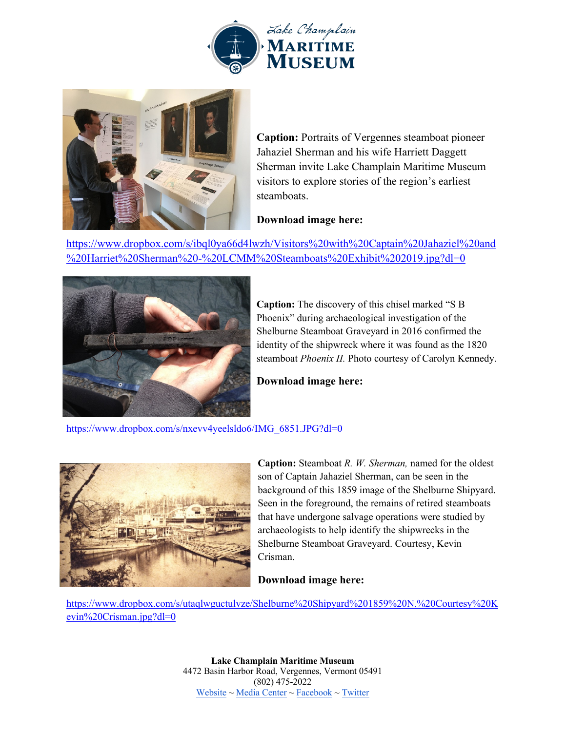**Caption:** Portraits of Vergennes steamboat pioneer Jahaziel Sherman and his wife Harriett Daggett Sherman invite Lake Champlain Maritime Museum visitors to explore stories of the region's earliest steamboats.

**Download image here:**

https://www.dropbox.com/s/ibql0ya66d4lwzh/Visitors%20with%20Captain%20Jahaziel%20and%20Harriet%20Sherman%20-%20LCMM%20Steamboats%20Exhibit%202019.jpg?dl=0

**Caption:** The discovery of this chisel marked "S B Phoenix" during archaeological investigation of the Shelburne Steamboat Graveyard in 2016 confirmed the identity of the shipwreck where it was found as the 1820 steamboat *Phoenix II.* Photo courtesy of Carolyn Kennedy.

**Download image here:**

https://www.dropbox.com/s/nxevv4yeelsldo6/IMG_6851.JPG?dl=0

**Caption:** Steamboat *R. W. Sherman,* named for the oldest son of Captain Jahaziel Sherman, can be seen in the background of this 1859 image of the Shelburne Shipyard. Seen in the foreground, the remains of retired steamboats that have undergone salvage operations were studied by archaeologists to help identify the shipwrecks in the Shelburne Steamboat Graveyard. Courtesy, Kevin Crisman.

**Download image here:**

https://www.dropbox.com/s/utaqlwguctulvze/Shelburne%20Shipyard%201859%20N.%20Courtesy%20Kevin%20Crisman.jpg?dl=0

**Lake Champlain Maritime Museum**
4472 Basin Harbor Road, Vergennes, Vermont 05491
(802) 475-2022
Website ~ Media Center ~ Facebook ~ Twitter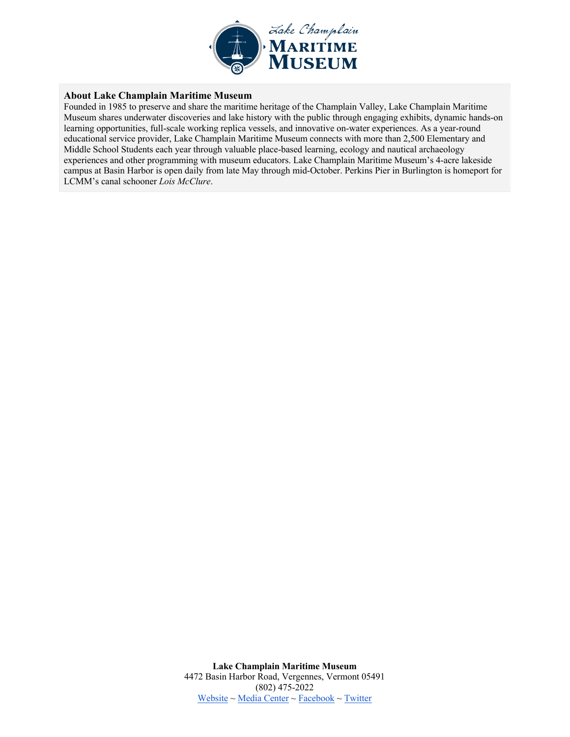### About Lake Champlain Maritime Museum

Founded in 1985 to preserve and share the maritime heritage of the Champlain Valley, Lake Champlain Maritime Museum shares underwater discoveries and lake history with the public through engaging exhibits, dynamic hands-on learning opportunities, full-scale working replica vessels, and innovative on-water experiences. As a year-round educational service provider, Lake Champlain Maritime Museum connects with more than 2,500 Elementary and Middle School Students each year through valuable place-based learning, ecology and nautical archaeology experiences and other programming with museum educators. Lake Champlain Maritime Museum's 4-acre lakeside campus at Basin Harbor is open daily from late May through mid-October. Perkins Pier in Burlington is homeport for LCMM's canal schooner *Lois McClure*.

**Lake Champlain Maritime Museum**
4472 Basin Harbor Road, Vergennes, Vermont 05491
(802) 475-2022
Website ~ Media Center ~ Facebook ~ Twitter